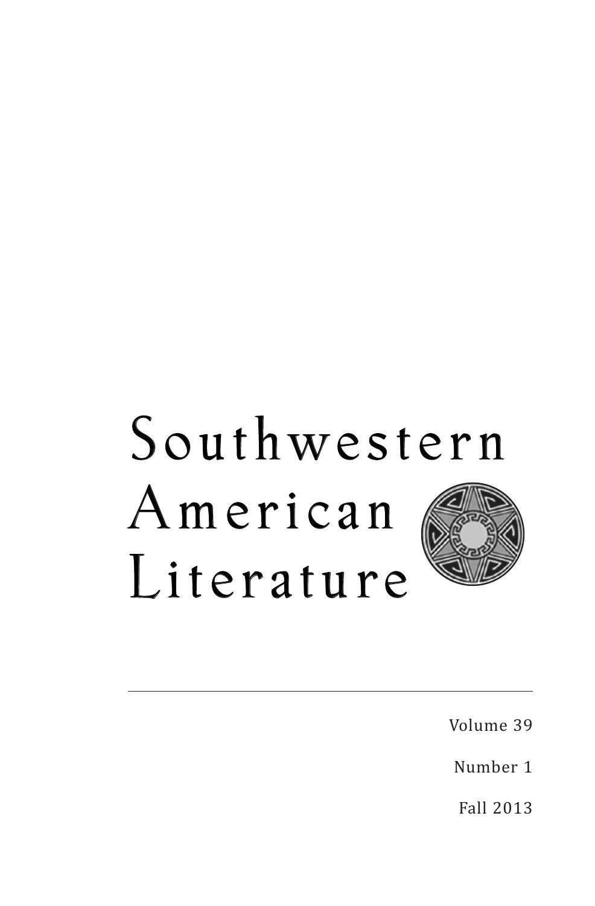# Southwestern American Literature

Volume 39

Number 1

Fall 2013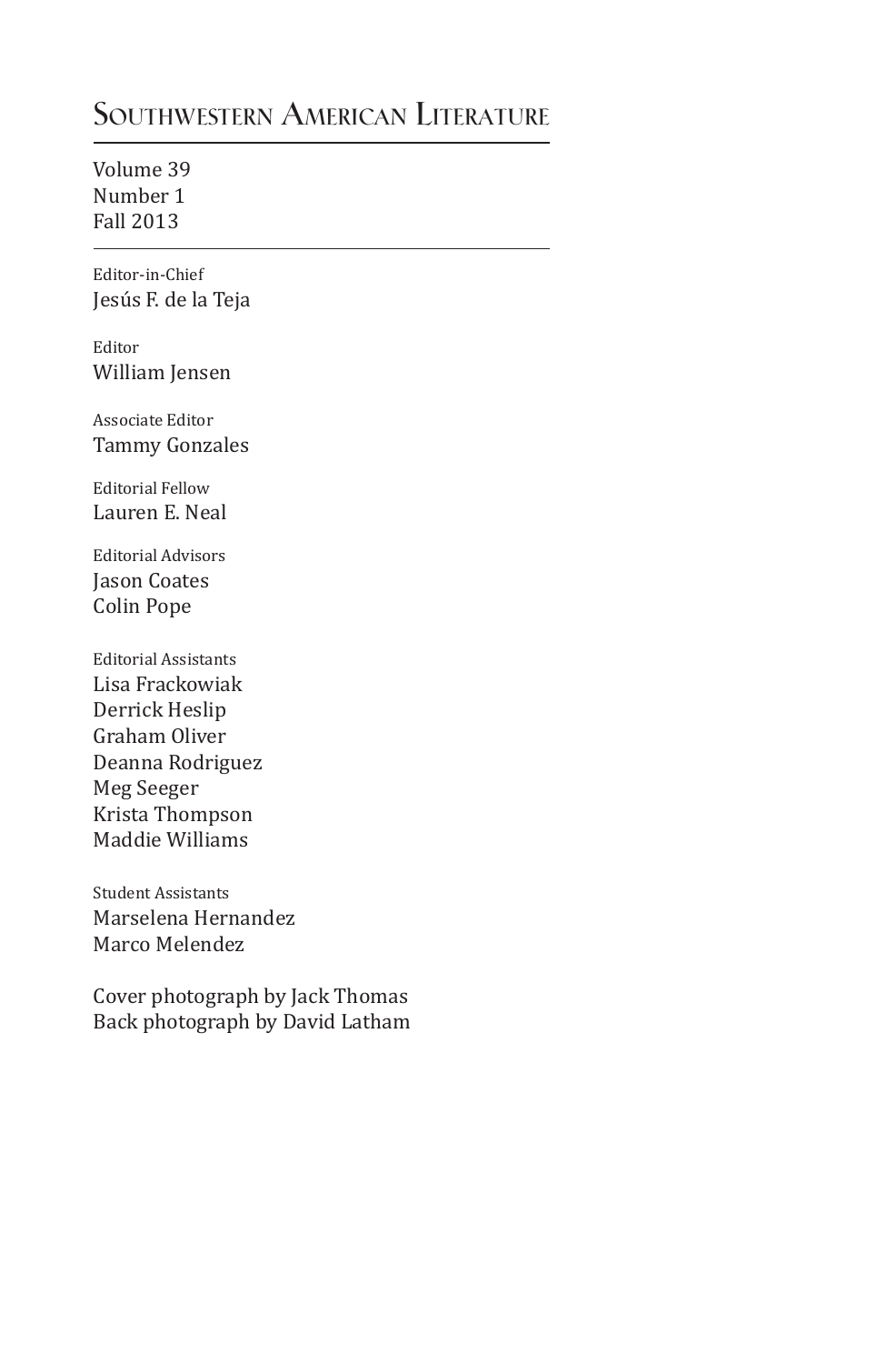# Southwestern American Literature

Volume 39
Number 1
Fall 2013

---

Editor-in-Chief
Jesús F. de la Teja

Editor
William Jensen

Associate Editor
Tammy Gonzales

Editorial Fellow
Lauren E. Neal

Editorial Advisors
Jason Coates
Colin Pope

Editorial Assistants
Lisa Frackowiak
Derrick Heslip
Graham Oliver
Deanna Rodriguez
Meg Seeger
Krista Thompson
Maddie Williams

Student Assistants
Marselena Hernandez
Marco Melendez

Cover photograph by Jack Thomas
Back photograph by David Latham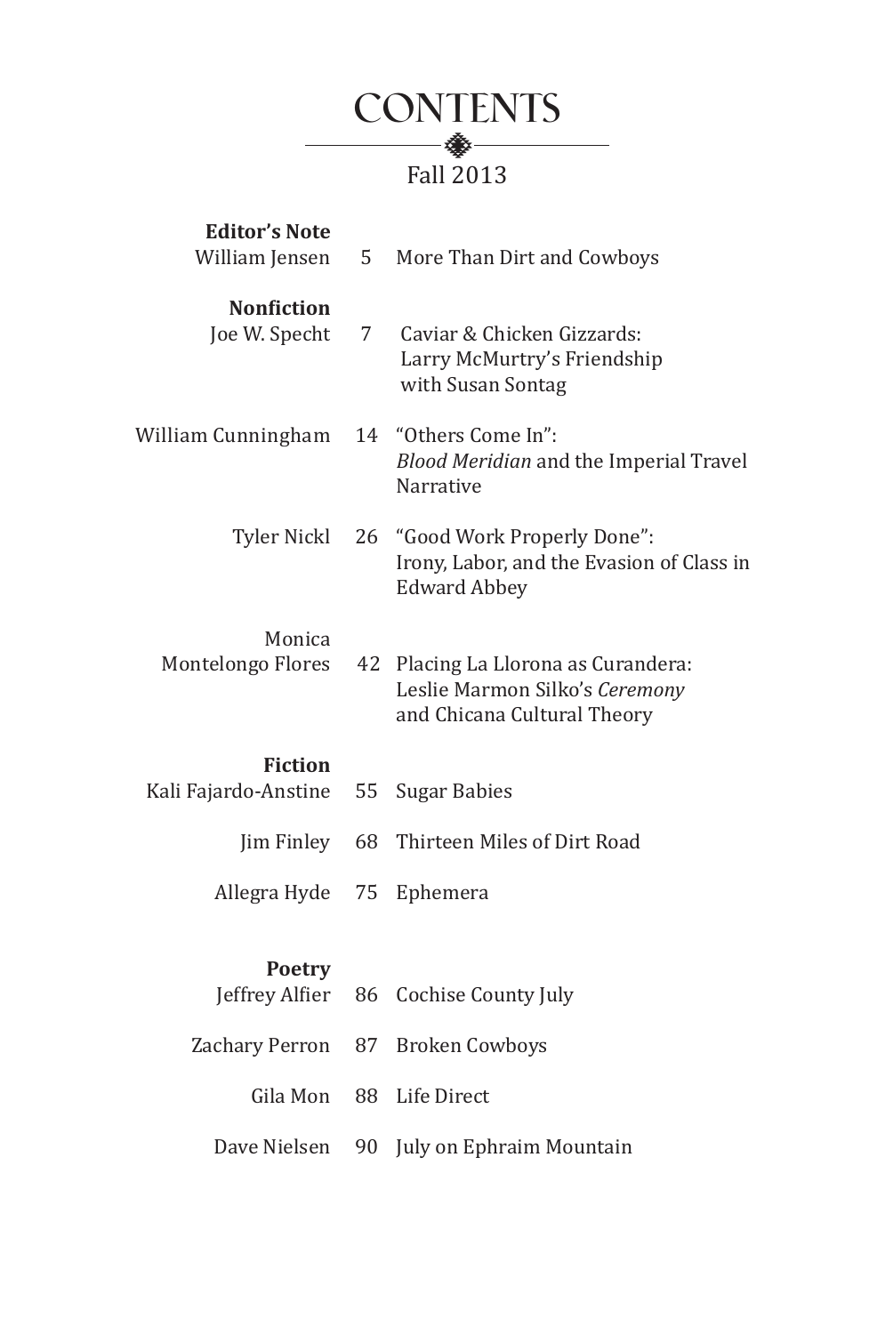# CONTENTS

Fall 2013

**Editor's Note**

William Jensen 5 More Than Dirt and Cowboys

**Nonfiction**

Joe W. Specht 7 Caviar & Chicken Gizzards: Larry McMurtry's Friendship with Susan Sontag

William Cunningham 14 "Others Come In": *Blood Meridian* and the Imperial Travel Narrative

Tyler Nickl 26 "Good Work Properly Done": Irony, Labor, and the Evasion of Class in Edward Abbey

Monica Montelongo Flores 42 Placing La Llorona as Curandera: Leslie Marmon Silko's *Ceremony* and Chicana Cultural Theory

**Fiction**

Kali Fajardo-Anstine 55 Sugar Babies

Jim Finley 68 Thirteen Miles of Dirt Road

Allegra Hyde 75 Ephemera

**Poetry**

Jeffrey Alfier 86 Cochise County July

Zachary Perron 87 Broken Cowboys

Gila Mon 88 Life Direct

Dave Nielsen 90 July on Ephraim Mountain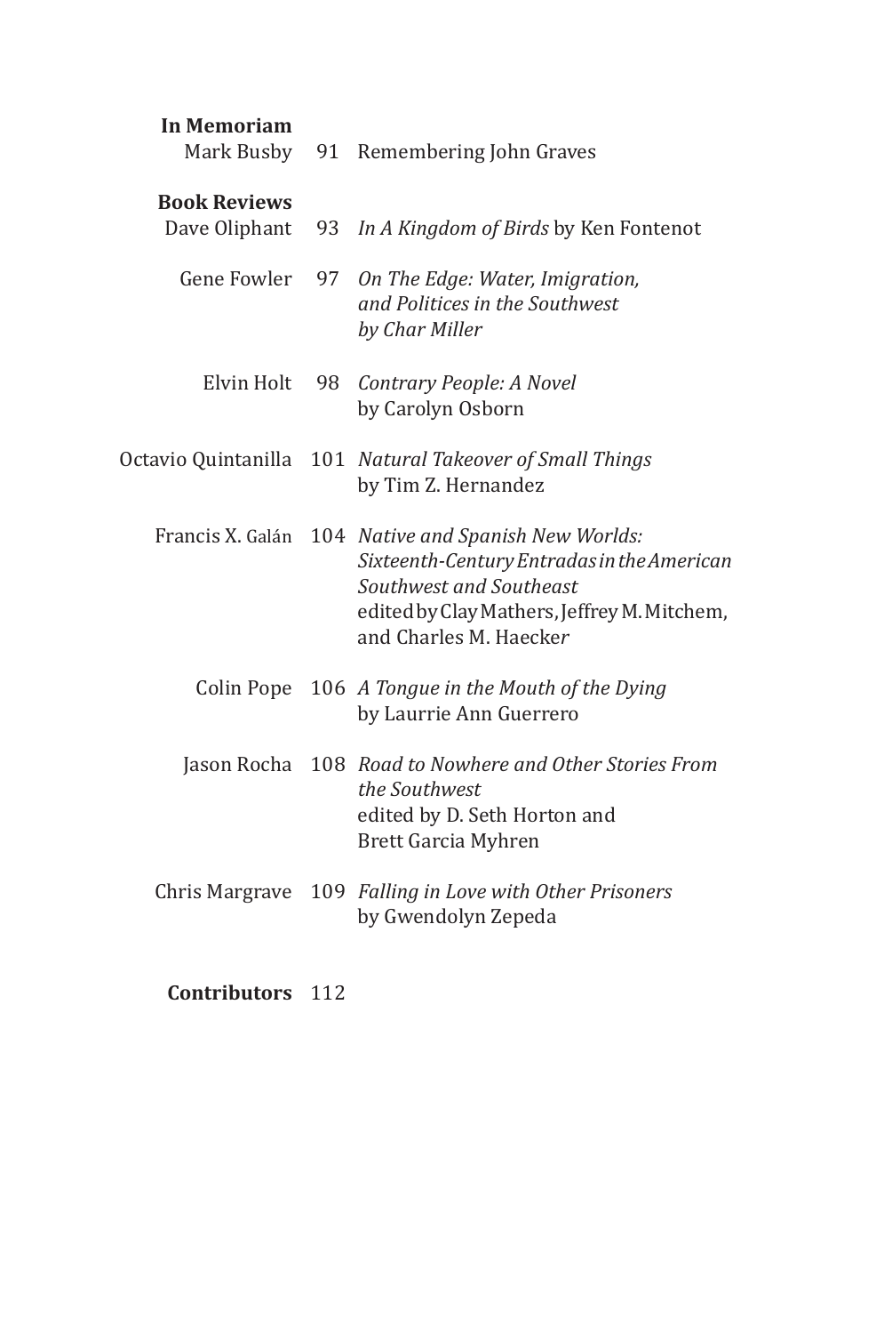**In Memoriam**

Mark Busby 91 Remembering John Graves

**Book Reviews**

Dave Oliphant 93 *In A Kingdom of Birds* by Ken Fontenot

Gene Fowler 97 *On The Edge: Water, Imigration, and Politices in the Southwest by Char Miller*

Elvin Holt 98 *Contrary People: A Novel* by Carolyn Osborn

Octavio Quintanilla 101 *Natural Takeover of Small Things* by Tim Z. Hernandez

Francis X. Galán 104 *Native and Spanish New Worlds: Sixteenth-Century Entradas in the American Southwest and Southeast* edited by Clay Mathers, Jeffrey M. Mitchem, and Charles M. Haecker

Colin Pope 106 *A Tongue in the Mouth of the Dying* by Laurrie Ann Guerrero

Jason Rocha 108 *Road to Nowhere and Other Stories From the Southwest* edited by D. Seth Horton and Brett Garcia Myhren

Chris Margrave 109 *Falling in Love with Other Prisoners* by Gwendolyn Zepeda

**Contributors** 112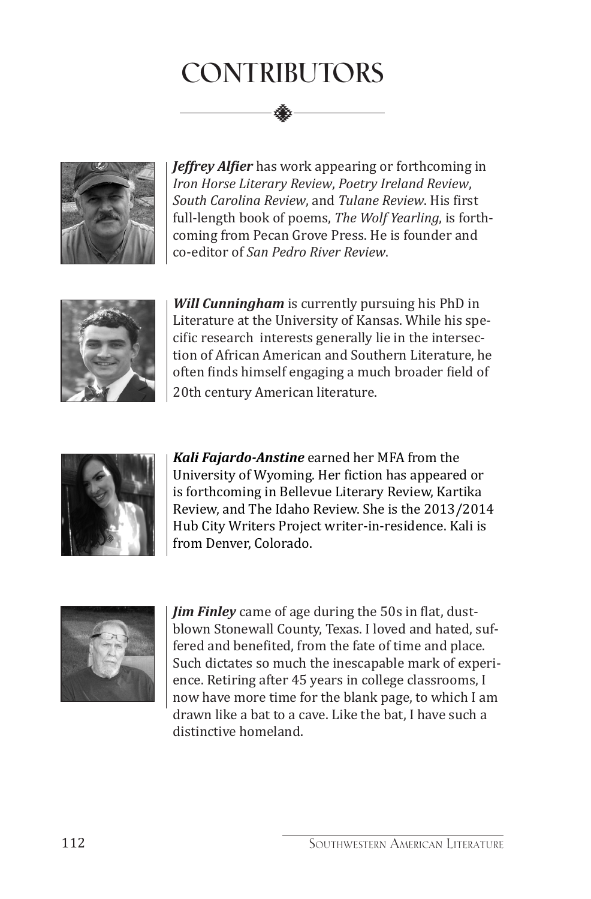# CONTRIBUTORS

***Jeffrey Alfier*** has work appearing or forthcoming in *Iron Horse Literary Review*, *Poetry Ireland Review*, *South Carolina Review*, and *Tulane Review*. His first full-length book of poems, *The Wolf Yearling*, is forthcoming from Pecan Grove Press. He is founder and co-editor of *San Pedro River Review*.

***Will Cunningham*** is currently pursuing his PhD in Literature at the University of Kansas. While his specific research interests generally lie in the intersection of African American and Southern Literature, he often finds himself engaging a much broader field of 20th century American literature.

***Kali Fajardo-Anstine*** earned her MFA from the University of Wyoming. Her fiction has appeared or is forthcoming in Bellevue Literary Review, Kartika Review, and The Idaho Review. She is the 2013/2014 Hub City Writers Project writer-in-residence. Kali is from Denver, Colorado.

***Jim Finley*** came of age during the 50s in flat, dust-blown Stonewall County, Texas. I loved and hated, suffered and benefited, from the fate of time and place. Such dictates so much the inescapable mark of experience. Retiring after 45 years in college classrooms, I now have more time for the blank page, to which I am drawn like a bat to a cave. Like the bat, I have such a distinctive homeland.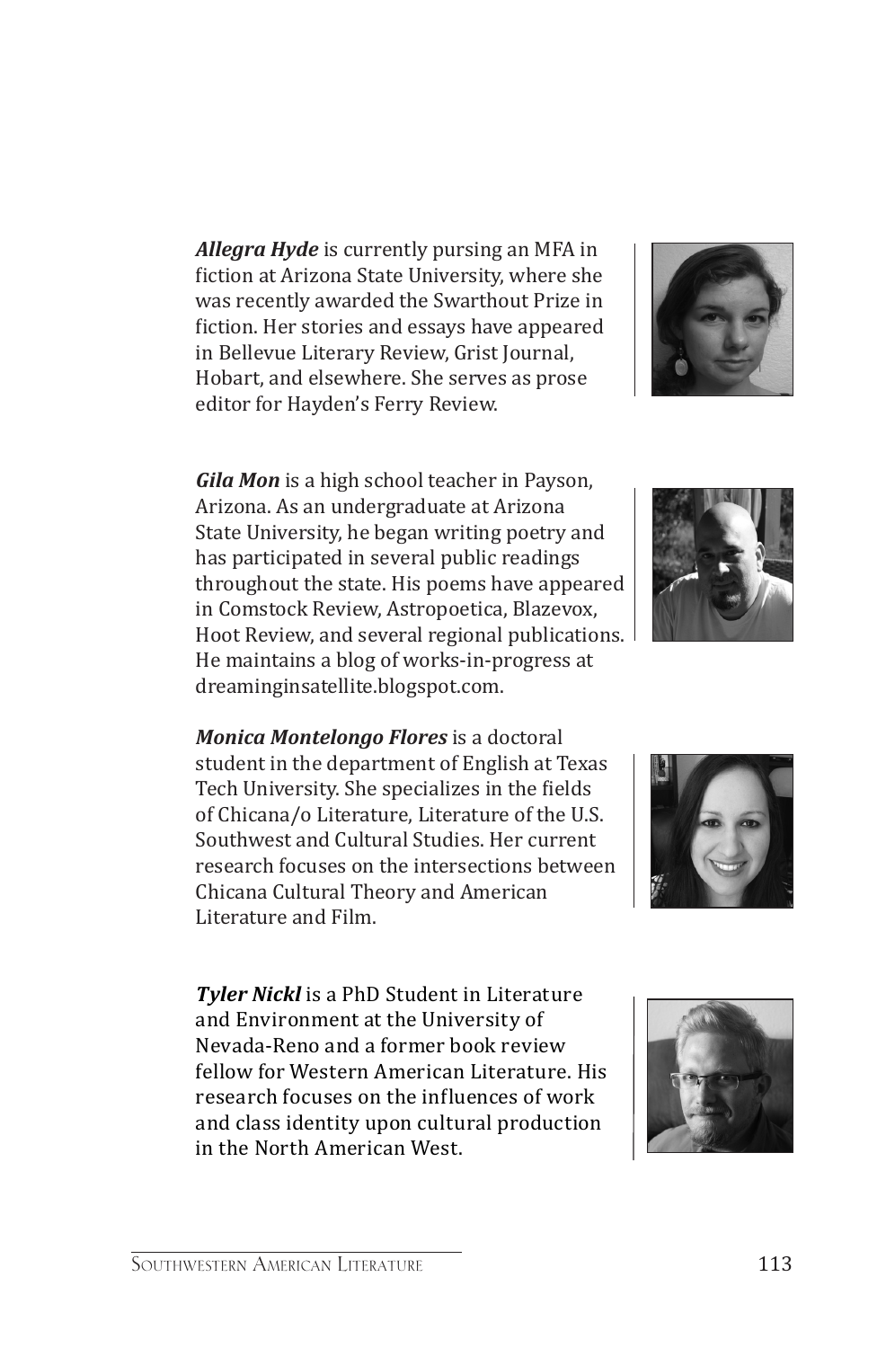***Allegra Hyde*** is currently pursing an MFA in fiction at Arizona State University, where she was recently awarded the Swarthout Prize in fiction. Her stories and essays have appeared in Bellevue Literary Review, Grist Journal, Hobart, and elsewhere. She serves as prose editor for Hayden's Ferry Review.

***Gila Mon*** is a high school teacher in Payson, Arizona. As an undergraduate at Arizona State University, he began writing poetry and has participated in several public readings throughout the state. His poems have appeared in Comstock Review, Astropoetica, Blazevox, Hoot Review, and several regional publications. He maintains a blog of works-in-progress at dreaminginsatellite.blogspot.com.

***Monica Montelongo Flores*** is a doctoral student in the department of English at Texas Tech University. She specializes in the fields of Chicana/o Literature, Literature of the U.S. Southwest and Cultural Studies. Her current research focuses on the intersections between Chicana Cultural Theory and American Literature and Film.

***Tyler Nickl*** is a PhD Student in Literature and Environment at the University of Nevada-Reno and a former book review fellow for Western American Literature. His research focuses on the influences of work and class identity upon cultural production in the North American West.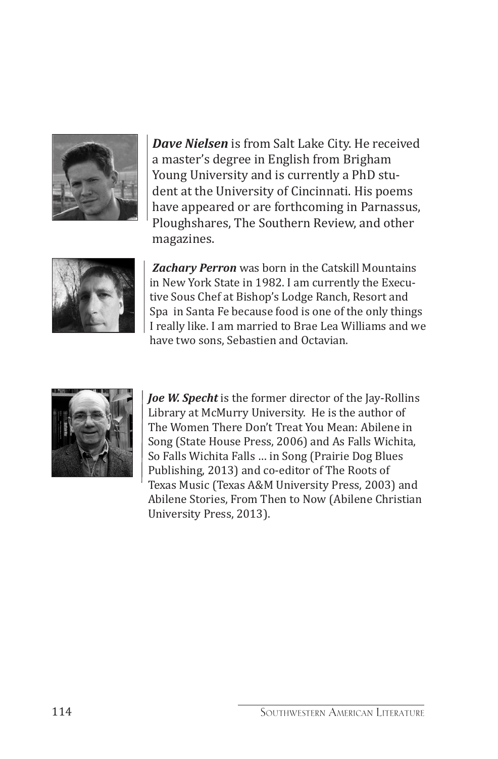***Dave Nielsen*** is from Salt Lake City. He received a master's degree in English from Brigham Young University and is currently a PhD student at the University of Cincinnati. His poems have appeared or are forthcoming in Parnassus, Ploughshares, The Southern Review, and other magazines.

***Zachary Perron*** was born in the Catskill Mountains in New York State in 1982. I am currently the Executive Sous Chef at Bishop's Lodge Ranch, Resort and Spa in Santa Fe because food is one of the only things I really like. I am married to Brae Lea Williams and we have two sons, Sebastien and Octavian.

***Joe W. Specht*** is the former director of the Jay-Rollins Library at McMurry University. He is the author of The Women There Don't Treat You Mean: Abilene in Song (State House Press, 2006) and As Falls Wichita, So Falls Wichita Falls … in Song (Prairie Dog Blues Publishing, 2013) and co-editor of The Roots of Texas Music (Texas A&M University Press, 2003) and Abilene Stories, From Then to Now (Abilene Christian University Press, 2013).